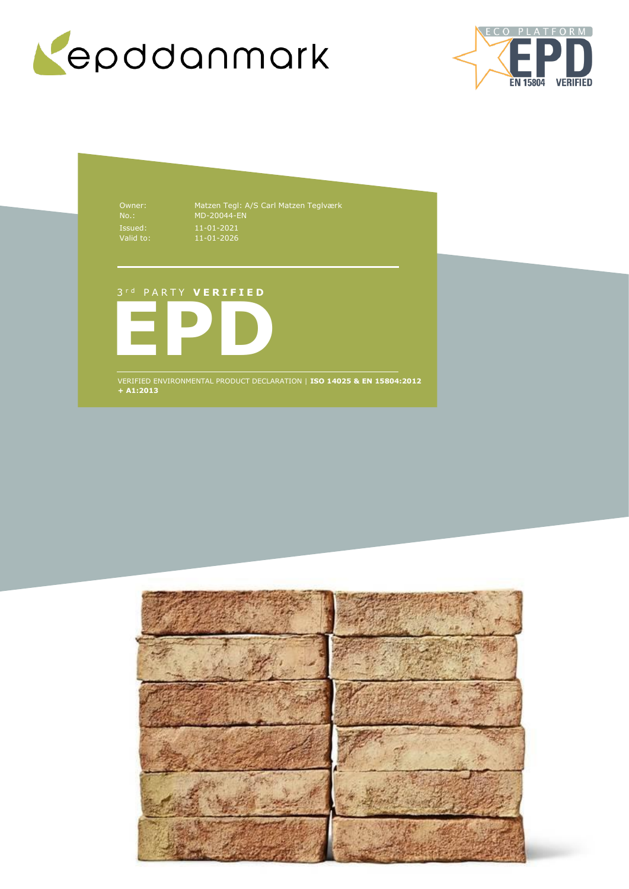epddanmark

ECO PLATFORM EPD EN 15804 VERIFIED

| | |
|---|---|
| Owner: | Matzen Tegl: A/S Carl Matzen Teglværk |
| No.: | MD-20044-EN |
| Issued: | 11-01-2021 |
| Valid to: | 11-01-2026 |

3[rd] PARTY **VERIFIED**

# EPD

VERIFIED ENVIRONMENTAL PRODUCT DECLARATION | **ISO 14025 & EN 15804:2012 + A1:2013**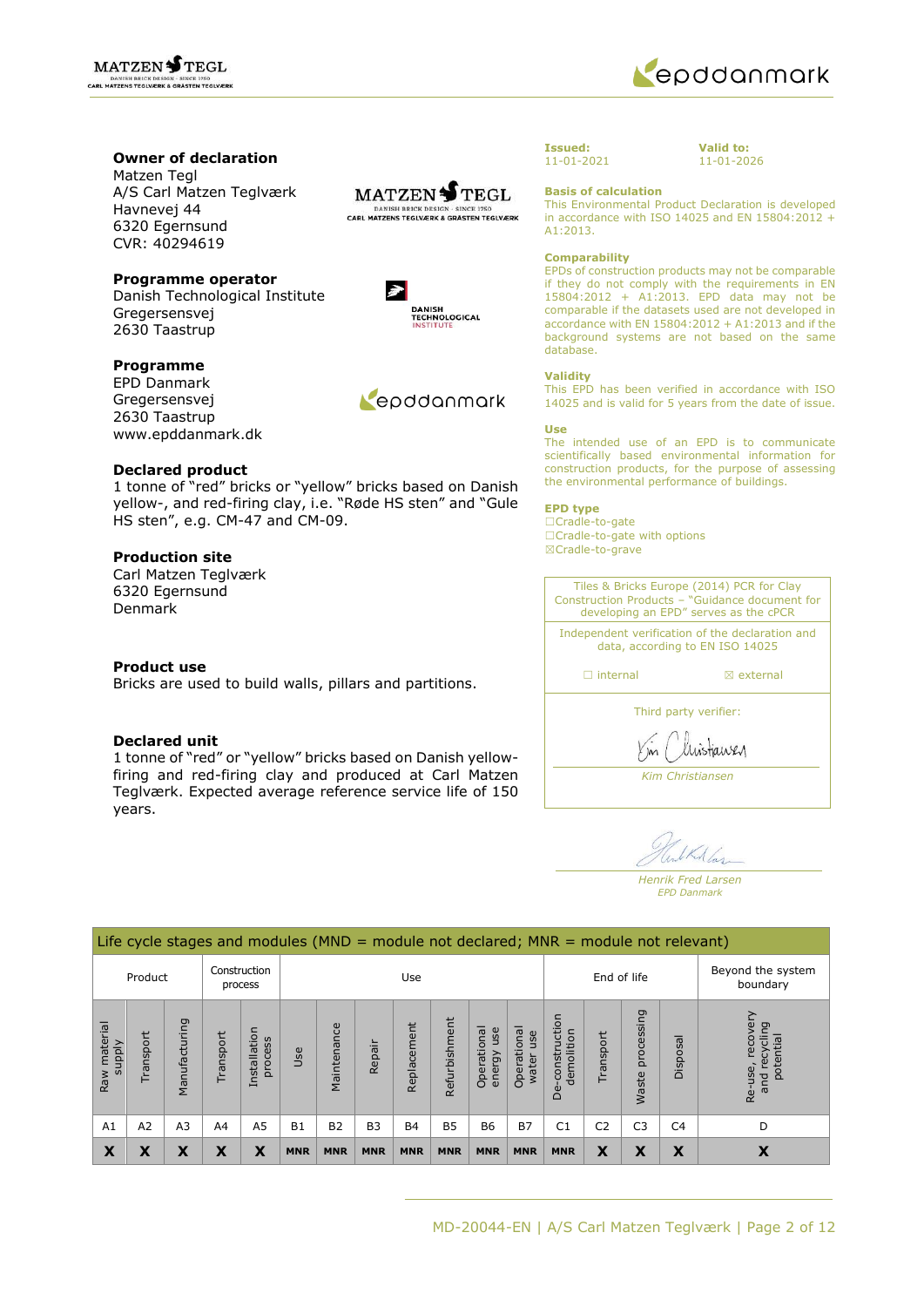**Owner of declaration**
Matzen Tegl
A/S Carl Matzen Teglværk
Havnevej 44
6320 Egernsund
CVR: 40294619

**Programme operator**
Danish Technological Institute
Gregersensvej
2630 Taastrup

**Programme**
EPD Danmark
Gregersensvej
2630 Taastrup
www.epddanmark.dk

**Declared product**
1 tonne of "red" bricks or "yellow" bricks based on Danish yellow-, and red-firing clay, i.e. "Røde HS sten" and "Gule HS sten", e.g. CM-47 and CM-09.

**Production site**
Carl Matzen Teglværk
6320 Egernsund
Denmark

**Product use**
Bricks are used to build walls, pillars and partitions.

**Declared unit**
1 tonne of "red" or "yellow" bricks based on Danish yellow-firing and red-firing clay and produced at Carl Matzen Teglværk. Expected average reference service life of 150 years.

**Issued:** 11-01-2021

**Valid to:** 11-01-2026

**Basis of calculation**
This Environmental Product Declaration is developed in accordance with ISO 14025 and EN 15804:2012 + A1:2013.

**Comparability**
EPDs of construction products may not be comparable if they do not comply with the requirements in EN 15804:2012 + A1:2013. EPD data may not be comparable if the datasets used are not developed in accordance with EN 15804:2012 + A1:2013 and if the background systems are not based on the same database.

**Validity**
This EPD has been verified in accordance with ISO 14025 and is valid for 5 years from the date of issue.

**Use**
The intended use of an EPD is to communicate scientifically based environmental information for construction products, for the purpose of assessing the environmental performance of buildings.

**EPD type**
☐Cradle-to-gate
☐Cradle-to-gate with options
☒Cradle-to-grave

Tiles & Bricks Europe (2014) PCR for Clay Construction Products – "Guidance document for developing an EPD" serves as the cPCR

Independent verification of the declaration and data, according to EN ISO 14025

☐ internal ☒ external

Third party verifier:

*Kim Christiansen*

*Henrik Fred Larsen*
*EPD Danmark*

| Life cycle stages and modules (MND = module not declared; MNR = module not relevant) | | | | | | | | | | | | | | | | |
|---|---|---|---|---|---|---|---|---|---|---|---|---|---|---|---|---|
| Product | | | Construction process | | Use | | | | | | | End of life | | | | Beyond the system boundary |
| Raw material supply | Transport | Manufacturing | Transport | Installation process | Use | Maintenance | Repair | Replacement | Refurbishment | Operational energy use | Operational water use | De-construction demolition | Transport | Waste processing | Disposal | Re-use, recovery and recycling potential |
| A1 | A2 | A3 | A4 | A5 | B1 | B2 | B3 | B4 | B5 | B6 | B7 | C1 | C2 | C3 | C4 | D |
| X | X | X | X | X | MNR | MNR | MNR | MNR | MNR | MNR | MNR | MNR | X | X | X | X |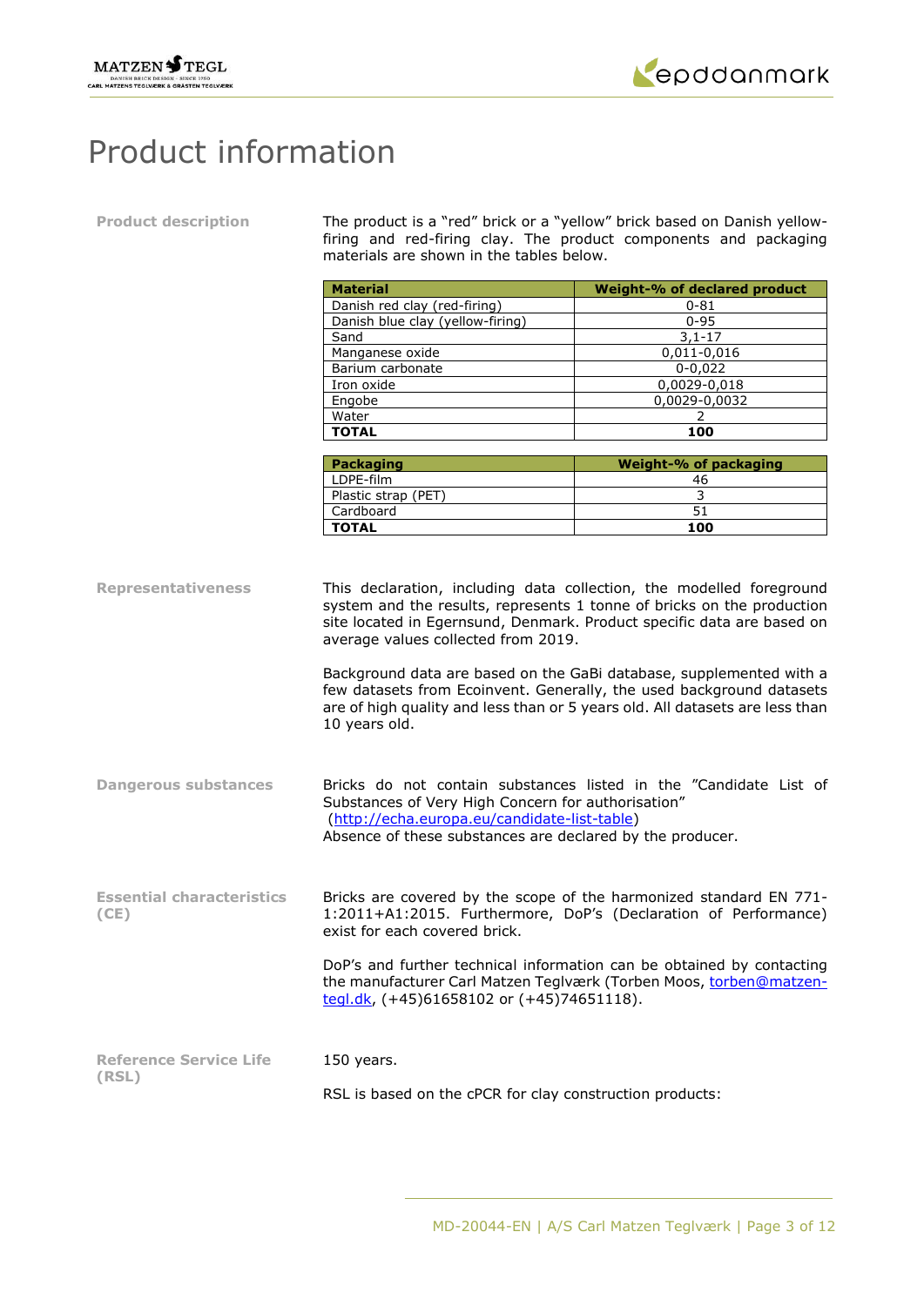# Product information

**Product description**

The product is a “red” brick or a “yellow” brick based on Danish yellow-firing and red-firing clay. The product components and packaging materials are shown in the tables below.

| Material | Weight-% of declared product |
|---|---|
| Danish red clay (red-firing) | 0-81 |
| Danish blue clay (yellow-firing) | 0-95 |
| Sand | 3,1-17 |
| Manganese oxide | 0,011-0,016 |
| Barium carbonate | 0-0,022 |
| Iron oxide | 0,0029-0,018 |
| Engobe | 0,0029-0,0032 |
| Water | 2 |
| **TOTAL** | **100** |

| Packaging | Weight-% of packaging |
|---|---|
| LDPE-film | 46 |
| Plastic strap (PET) | 3 |
| Cardboard | 51 |
| **TOTAL** | **100** |

**Representativeness**

This declaration, including data collection, the modelled foreground system and the results, represents 1 tonne of bricks on the production site located in Egernsund, Denmark. Product specific data are based on average values collected from 2019.

Background data are based on the GaBi database, supplemented with a few datasets from Ecoinvent. Generally, the used background datasets are of high quality and less than or 5 years old. All datasets are less than 10 years old.

**Dangerous substances**

Bricks do not contain substances listed in the ”Candidate List of Substances of Very High Concern for authorisation” (http://echa.europa.eu/candidate-list-table)
Absence of these substances are declared by the producer.

**Essential characteristics (CE)**

Bricks are covered by the scope of the harmonized standard EN 771-1:2011+A1:2015. Furthermore, DoP’s (Declaration of Performance) exist for each covered brick.

DoP’s and further technical information can be obtained by contacting the manufacturer Carl Matzen Teglværk (Torben Moos, torben@matzen-tegl.dk, (+45)61658102 or (+45)74651118).

**Reference Service Life (RSL)**

150 years.

RSL is based on the cPCR for clay construction products: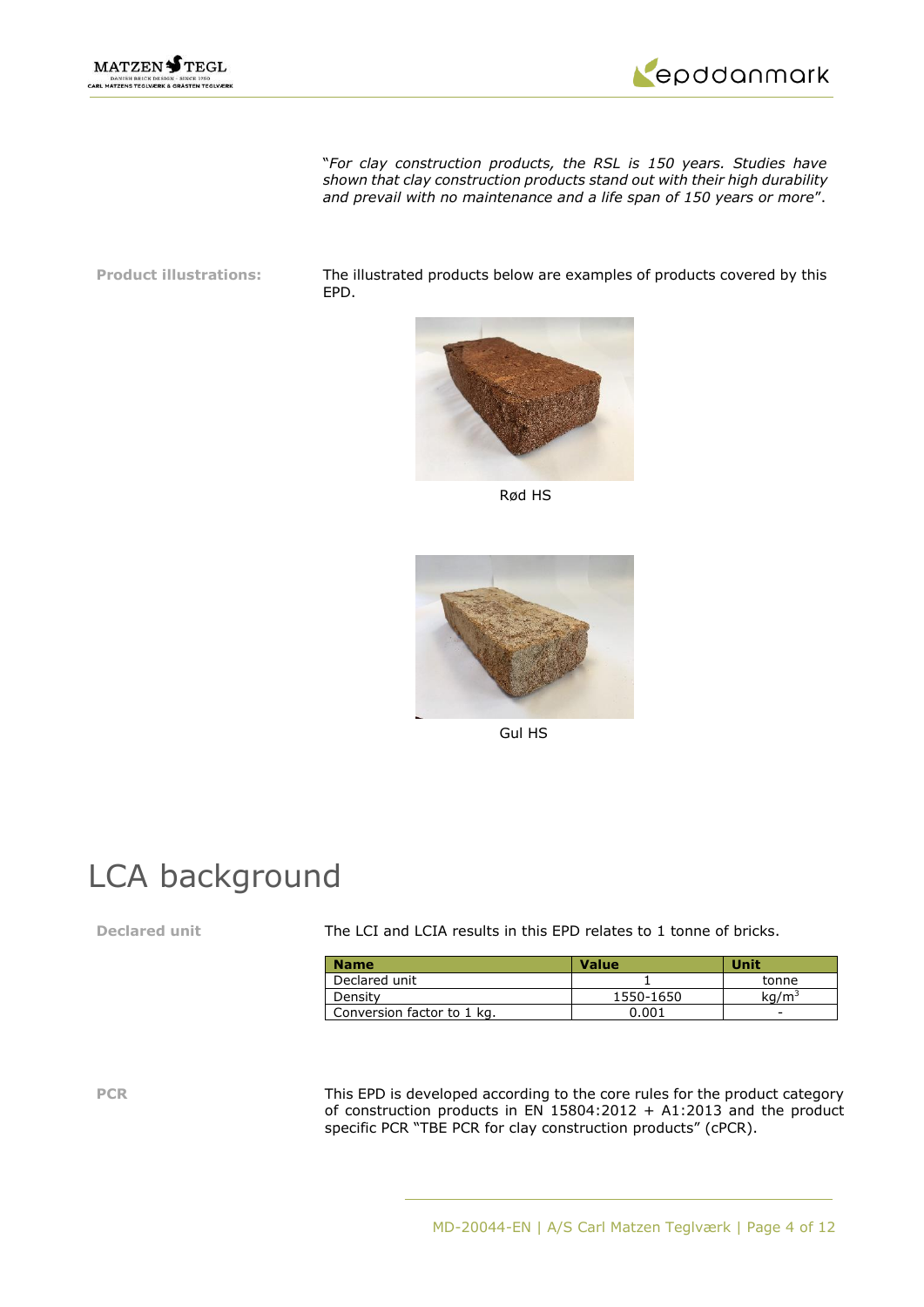"*For clay construction products, the RSL is 150 years. Studies have shown that clay construction products stand out with their high durability and prevail with no maintenance and a life span of 150 years or more*".

**Product illustrations:**

The illustrated products below are examples of products covered by this EPD.

Rød HS

Gul HS

# LCA background

**Declared unit**

The LCI and LCIA results in this EPD relates to 1 tonne of bricks.

| Name | Value | Unit |
| --- | --- | --- |
| Declared unit | 1 | tonne |
| Density | 1550-1650 | $kg/m^3$ |
| Conversion factor to 1 kg. | 0.001 | - |

**PCR**

This EPD is developed according to the core rules for the product category of construction products in EN 15804:2012 + A1:2013 and the product specific PCR "TBE PCR for clay construction products" (cPCR).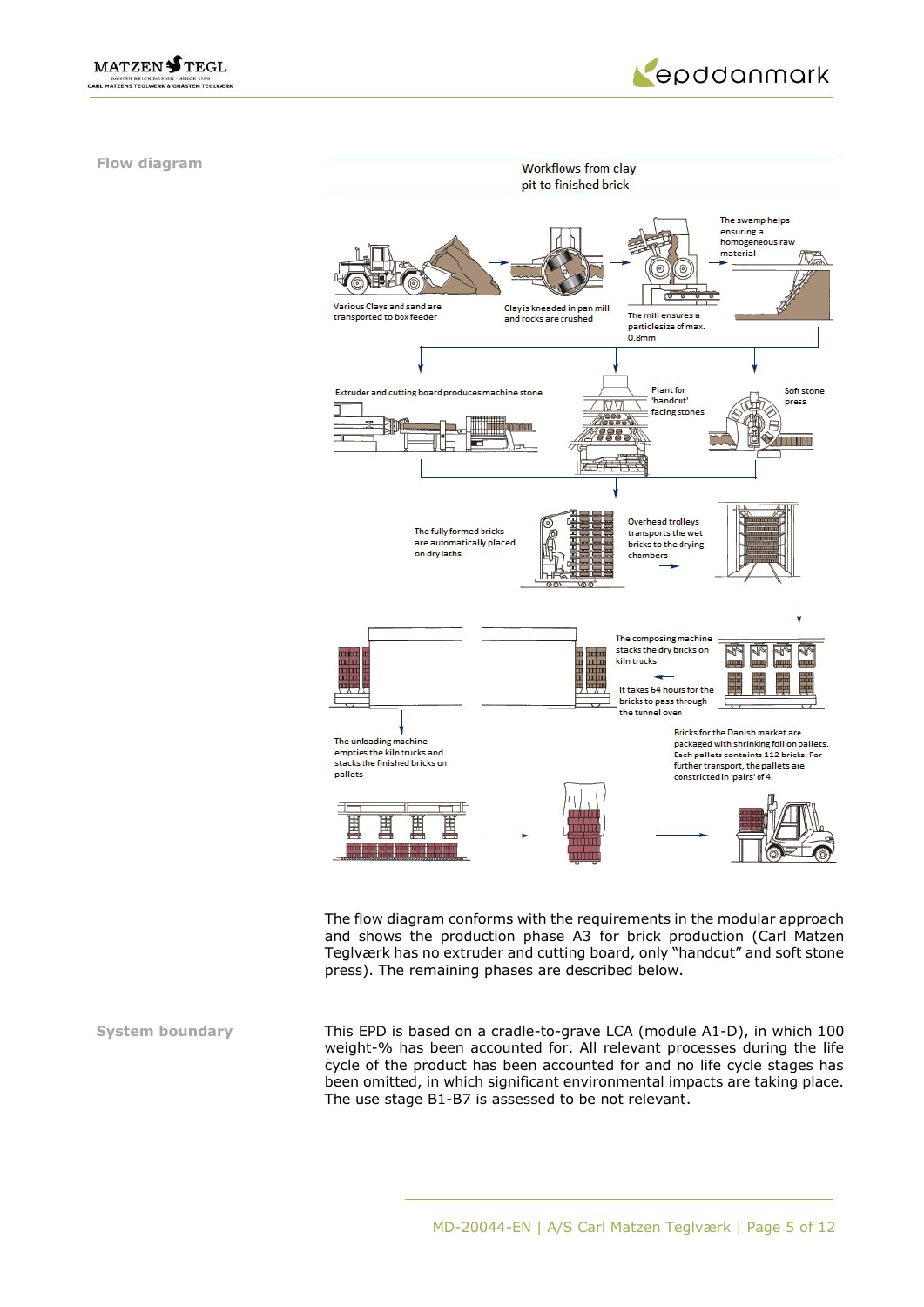## Flow diagram

Workflows from clay pit to finished brick

Various Clays and sand are transported to box feeder

Clay is kneaded in pan mill and rocks are crushed

The mill ensures a particlesize of max. 0.8mm

The swamp helps ensuring a homogeneous raw material

Extruder and cutting board produces machine stone

Plant for 'handcut' facing stones

Soft stone press

The fully formed bricks are automatically placed on dry laths

Overhead trolleys transports the wet bricks to the drying chambers

The composing machine stacks the dry bricks on kiln trucks

It takes 64 hours for the bricks to pass through the tunnel oven

The unloading machine empties the kiln trucks and stacks the finished bricks on pallets

Bricks for the Danish market are packaged with shrinking foil on pallets. Each pallets containts 112 bricks. For further transport, the pallets are constricted in 'pairs' of 4.

The flow diagram conforms with the requirements in the modular approach and shows the production phase A3 for brick production (Carl Matzen Teglværk has no extruder and cutting board, only "handcut" and soft stone press). The remaining phases are described below.

## System boundary

This EPD is based on a cradle-to-grave LCA (module A1-D), in which 100 weight-% has been accounted for. All relevant processes during the life cycle of the product has been accounted for and no life cycle stages has been omitted, in which significant environmental impacts are taking place. The use stage B1-B7 is assessed to be not relevant.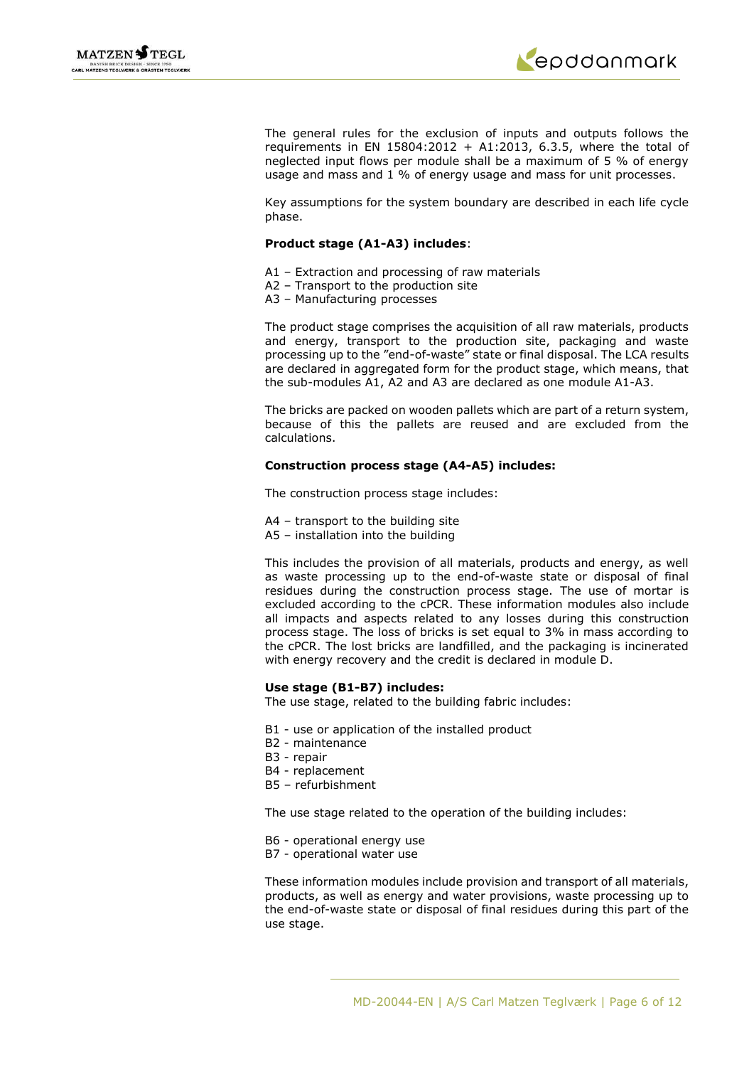The general rules for the exclusion of inputs and outputs follows the requirements in EN 15804:2012 + A1:2013, 6.3.5, where the total of neglected input flows per module shall be a maximum of 5 % of energy usage and mass and 1 % of energy usage and mass for unit processes.

Key assumptions for the system boundary are described in each life cycle phase.

**Product stage (A1-A3) includes**:

A1 – Extraction and processing of raw materials
A2 – Transport to the production site
A3 – Manufacturing processes

The product stage comprises the acquisition of all raw materials, products and energy, transport to the production site, packaging and waste processing up to the "end-of-waste" state or final disposal. The LCA results are declared in aggregated form for the product stage, which means, that the sub-modules A1, A2 and A3 are declared as one module A1-A3.

The bricks are packed on wooden pallets which are part of a return system, because of this the pallets are reused and are excluded from the calculations.

**Construction process stage (A4-A5) includes:**

The construction process stage includes:

A4 – transport to the building site
A5 – installation into the building

This includes the provision of all materials, products and energy, as well as waste processing up to the end-of-waste state or disposal of final residues during the construction process stage. The use of mortar is excluded according to the cPCR. These information modules also include all impacts and aspects related to any losses during this construction process stage. The loss of bricks is set equal to 3% in mass according to the cPCR. The lost bricks are landfilled, and the packaging is incinerated with energy recovery and the credit is declared in module D.

**Use stage (B1-B7) includes:**
The use stage, related to the building fabric includes:

B1 - use or application of the installed product
B2 - maintenance
B3 - repair
B4 - replacement
B5 – refurbishment

The use stage related to the operation of the building includes:

B6 - operational energy use
B7 - operational water use

These information modules include provision and transport of all materials, products, as well as energy and water provisions, waste processing up to the end-of-waste state or disposal of final residues during this part of the use stage.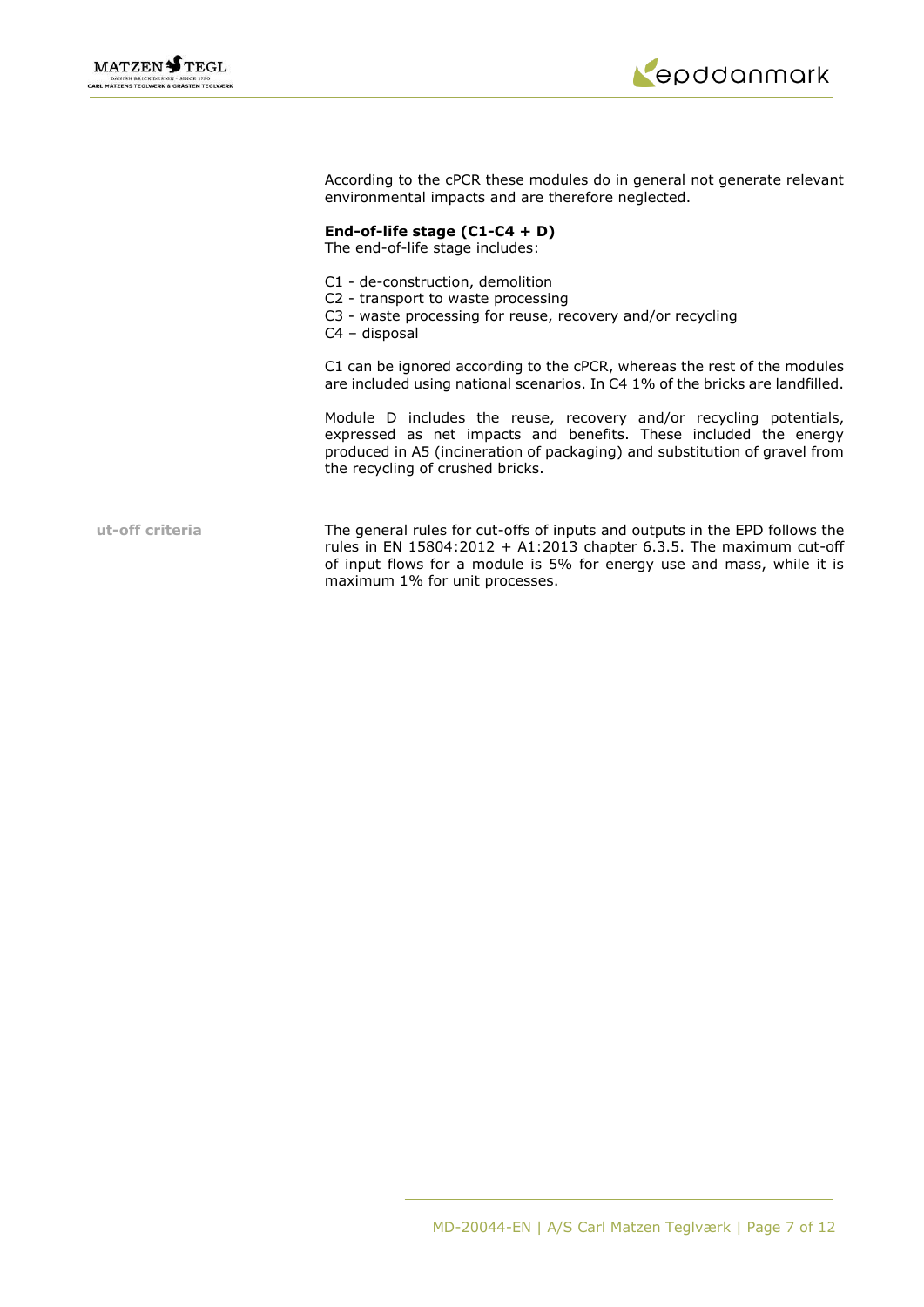According to the cPCR these modules do in general not generate relevant environmental impacts and are therefore neglected.

**End-of-life stage (C1-C4 + D)**
The end-of-life stage includes:

C1 - de-construction, demolition
C2 - transport to waste processing
C3 - waste processing for reuse, recovery and/or recycling
C4 – disposal

C1 can be ignored according to the cPCR, whereas the rest of the modules are included using national scenarios. In C4 1% of the bricks are landfilled.

Module D includes the reuse, recovery and/or recycling potentials, expressed as net impacts and benefits. These included the energy produced in A5 (incineration of packaging) and substitution of gravel from the recycling of crushed bricks.

**ut-off criteria**

The general rules for cut-offs of inputs and outputs in the EPD follows the rules in EN 15804:2012 + A1:2013 chapter 6.3.5. The maximum cut-off of input flows for a module is 5% for energy use and mass, while it is maximum 1% for unit processes.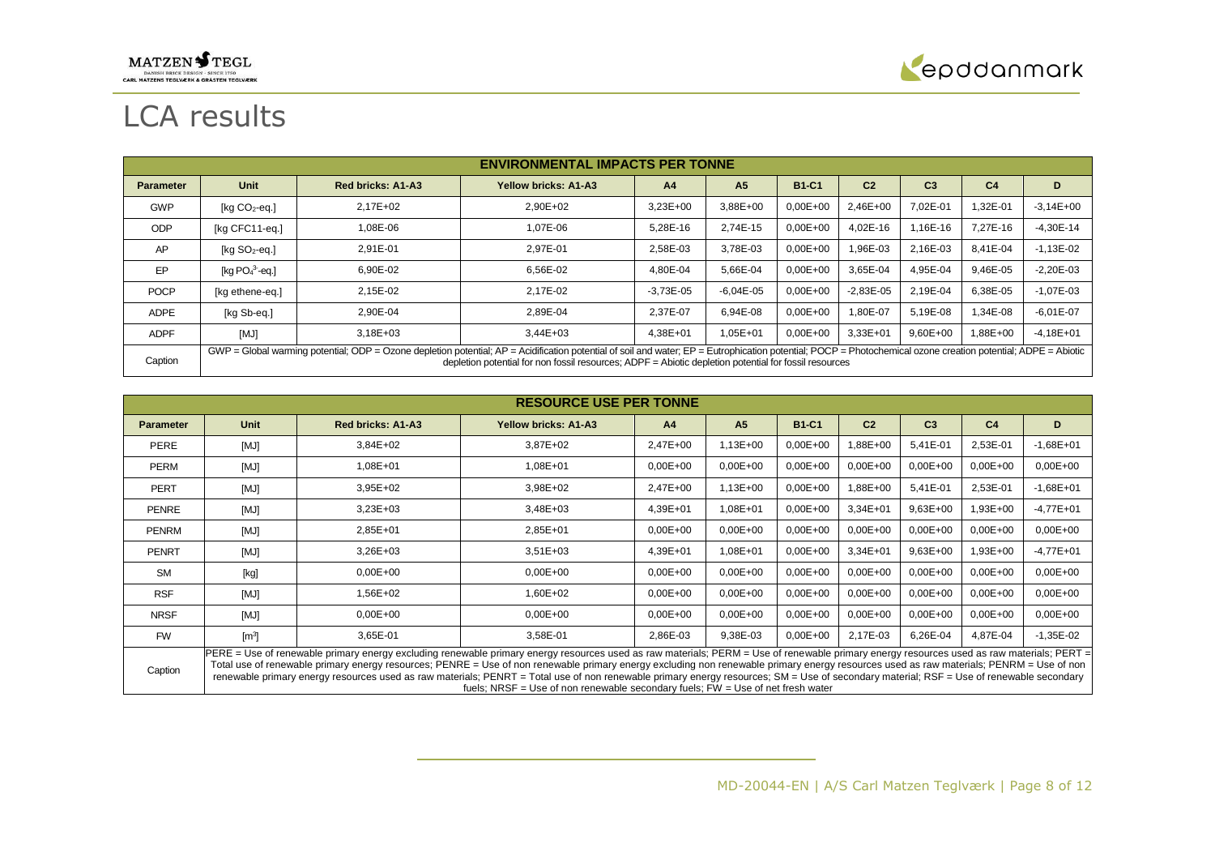# LCA results

| ENVIRONMENTAL IMPACTS PER TONNE | | | | | | | | | | |
|---|---|---|---|---|---|---|---|---|---|---|
| **Parameter** | **Unit** | **Red bricks: A1-A3** | **Yellow bricks: A1-A3** | **A4** | **A5** | **B1-C1** | **C2** | **C3** | **C4** | **D** |
| GWP | [kg $CO_2$-eq.] | 2,17E+02 | 2,90E+02 | 3,23E+00 | 3,88E+00 | 0,00E+00 | 2,46E+00 | 7,02E-01 | 1,32E-01 | -3,14E+00 |
| ODP | [kg CFC11-eq.] | 1,08E-06 | 1,07E-06 | 5,28E-16 | 2,74E-15 | 0,00E+00 | 4,02E-16 | 1,16E-16 | 7,27E-16 | -4,30E-14 |
| AP | [kg $SO_2$-eq.] | 2,91E-01 | 2,97E-01 | 2,58E-03 | 3,78E-03 | 0,00E+00 | 1,96E-03 | 2,16E-03 | 8,41E-04 | -1,13E-02 |
| EP | [kg $PO_4^{3-}$-eq.] | 6,90E-02 | 6,56E-02 | 4,80E-04 | 5,66E-04 | 0,00E+00 | 3,65E-04 | 4,95E-04 | 9,46E-05 | -2,20E-03 |
| POCP | [kg ethene-eq.] | 2,15E-02 | 2,17E-02 | -3,73E-05 | -6,04E-05 | 0,00E+00 | -2,83E-05 | 2,19E-04 | 6,38E-05 | -1,07E-03 |
| ADPE | [kg Sb-eq.] | 2,90E-04 | 2,89E-04 | 2,37E-07 | 6,94E-08 | 0,00E+00 | 1,80E-07 | 5,19E-08 | 1,34E-08 | -6,01E-07 |
| ADPF | [MJ] | 3,18E+03 | 3,44E+03 | 4,38E+01 | 1,05E+01 | 0,00E+00 | 3,33E+01 | 9,60E+00 | 1,88E+00 | -4,18E+01 |
| Caption | GWP = Global warming potential; ODP = Ozone depletion potential; AP = Acidification potential of soil and water; EP = Eutrophication potential; POCP = Photochemical ozone creation potential; ADPE = Abiotic depletion potential for non fossil resources; ADPF = Abiotic depletion potential for fossil resources | | | | | | | | | |

| RESOURCE USE PER TONNE | | | | | | | | | | |
|---|---|---|---|---|---|---|---|---|---|---|
| **Parameter** | **Unit** | **Red bricks: A1-A3** | **Yellow bricks: A1-A3** | **A4** | **A5** | **B1-C1** | **C2** | **C3** | **C4** | **D** |
| PERE | [MJ] | 3,84E+02 | 3,87E+02 | 2,47E+00 | 1,13E+00 | 0,00E+00 | 1,88E+00 | 5,41E-01 | 2,53E-01 | -1,68E+01 |
| PERM | [MJ] | 1,08E+01 | 1,08E+01 | 0,00E+00 | 0,00E+00 | 0,00E+00 | 0,00E+00 | 0,00E+00 | 0,00E+00 | 0,00E+00 |
| PERT | [MJ] | 3,95E+02 | 3,98E+02 | 2,47E+00 | 1,13E+00 | 0,00E+00 | 1,88E+00 | 5,41E-01 | 2,53E-01 | -1,68E+01 |
| PENRE | [MJ] | 3,23E+03 | 3,48E+03 | 4,39E+01 | 1,08E+01 | 0,00E+00 | 3,34E+01 | 9,63E+00 | 1,93E+00 | -4,77E+01 |
| PENRM | [MJ] | 2,85E+01 | 2,85E+01 | 0,00E+00 | 0,00E+00 | 0,00E+00 | 0,00E+00 | 0,00E+00 | 0,00E+00 | 0,00E+00 |
| PENRT | [MJ] | 3,26E+03 | 3,51E+03 | 4,39E+01 | 1,08E+01 | 0,00E+00 | 3,34E+01 | 9,63E+00 | 1,93E+00 | -4,77E+01 |
| SM | [kg] | 0,00E+00 | 0,00E+00 | 0,00E+00 | 0,00E+00 | 0,00E+00 | 0,00E+00 | 0,00E+00 | 0,00E+00 | 0,00E+00 |
| RSF | [MJ] | 1,56E+02 | 1,60E+02 | 0,00E+00 | 0,00E+00 | 0,00E+00 | 0,00E+00 | 0,00E+00 | 0,00E+00 | 0,00E+00 |
| NRSF | [MJ] | 0,00E+00 | 0,00E+00 | 0,00E+00 | 0,00E+00 | 0,00E+00 | 0,00E+00 | 0,00E+00 | 0,00E+00 | 0,00E+00 |
| FW | [$m^3$] | 3,65E-01 | 3,58E-01 | 2,86E-03 | 9,38E-03 | 0,00E+00 | 2,17E-03 | 6,26E-04 | 4,87E-04 | -1,35E-02 |
| Caption | PERE = Use of renewable primary energy excluding renewable primary energy resources used as raw materials; PERM = Use of renewable primary energy resources used as raw materials; PERT = Total use of renewable primary energy resources; PENRE = Use of non renewable primary energy excluding non renewable primary energy resources used as raw materials; PENRM = Use of non renewable primary energy resources used as raw materials; PENRT = Total use of non renewable primary energy resources; SM = Use of secondary material; RSF = Use of renewable secondary fuels; NRSF = Use of non renewable secondary fuels; FW = Use of net fresh water | | | | | | | | | |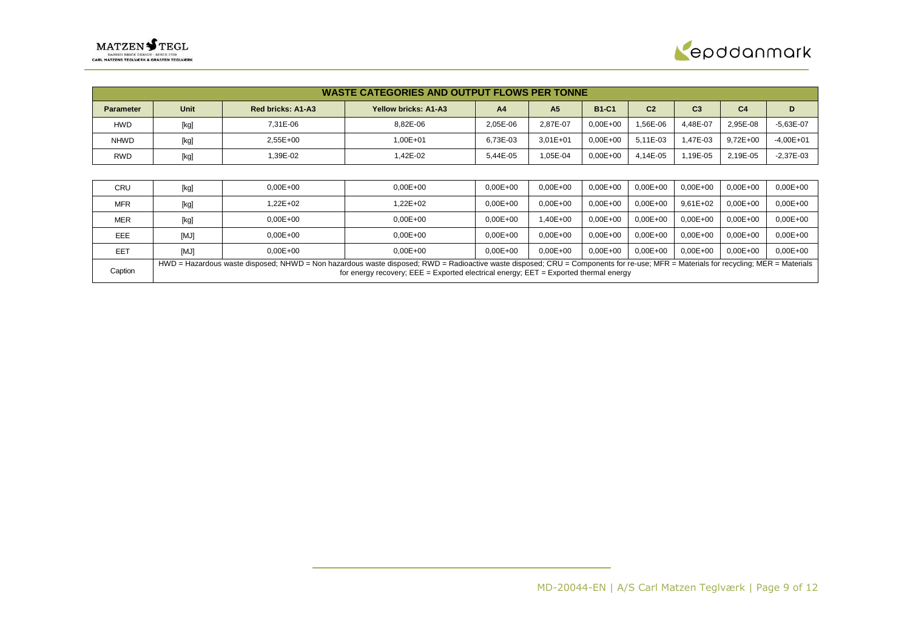| WASTE CATEGORIES AND OUTPUT FLOWS PER TONNE | | | | | | | | | | |
|---|---|---|---|---|---|---|---|---|---|---|
| **Parameter** | **Unit** | **Red bricks: A1-A3** | **Yellow bricks: A1-A3** | **A4** | **A5** | **B1-C1** | **C2** | **C3** | **C4** | **D** |
| HWD | [kg] | 7,31E-06 | 8,82E-06 | 2,05E-06 | 2,87E-07 | 0,00E+00 | 1,56E-06 | 4,48E-07 | 2,95E-08 | -5,63E-07 |
| NHWD | [kg] | 2,55E+00 | 1,00E+01 | 6,73E-03 | 3,01E+01 | 0,00E+00 | 5,11E-03 | 1,47E-03 | 9,72E+00 | -4,00E+01 |
| RWD | [kg] | 1,39E-02 | 1,42E-02 | 5,44E-05 | 1,05E-04 | 0,00E+00 | 4,14E-05 | 1,19E-05 | 2,19E-05 | -2,37E-03 |

| | | | | | | | | | | |
|---|---|---|---|---|---|---|---|---|---|---|
| CRU | [kg] | 0,00E+00 | 0,00E+00 | 0,00E+00 | 0,00E+00 | 0,00E+00 | 0,00E+00 | 0,00E+00 | 0,00E+00 | 0,00E+00 |
| MFR | [kg] | 1,22E+02 | 1,22E+02 | 0,00E+00 | 0,00E+00 | 0,00E+00 | 0,00E+00 | 9,61E+02 | 0,00E+00 | 0,00E+00 |
| MER | [kg] | 0,00E+00 | 0,00E+00 | 0,00E+00 | 1,40E+00 | 0,00E+00 | 0,00E+00 | 0,00E+00 | 0,00E+00 | 0,00E+00 |
| EEE | [MJ] | 0,00E+00 | 0,00E+00 | 0,00E+00 | 0,00E+00 | 0,00E+00 | 0,00E+00 | 0,00E+00 | 0,00E+00 | 0,00E+00 |
| EET | [MJ] | 0,00E+00 | 0,00E+00 | 0,00E+00 | 0,00E+00 | 0,00E+00 | 0,00E+00 | 0,00E+00 | 0,00E+00 | 0,00E+00 |
| Caption | HWD = Hazardous waste disposed; NHWD = Non hazardous waste disposed; RWD = Radioactive waste disposed; CRU = Components for re-use; MFR = Materials for recycling; MER = Materials for energy recovery; EEE = Exported electrical energy; EET = Exported thermal energy | | | | | | | | | |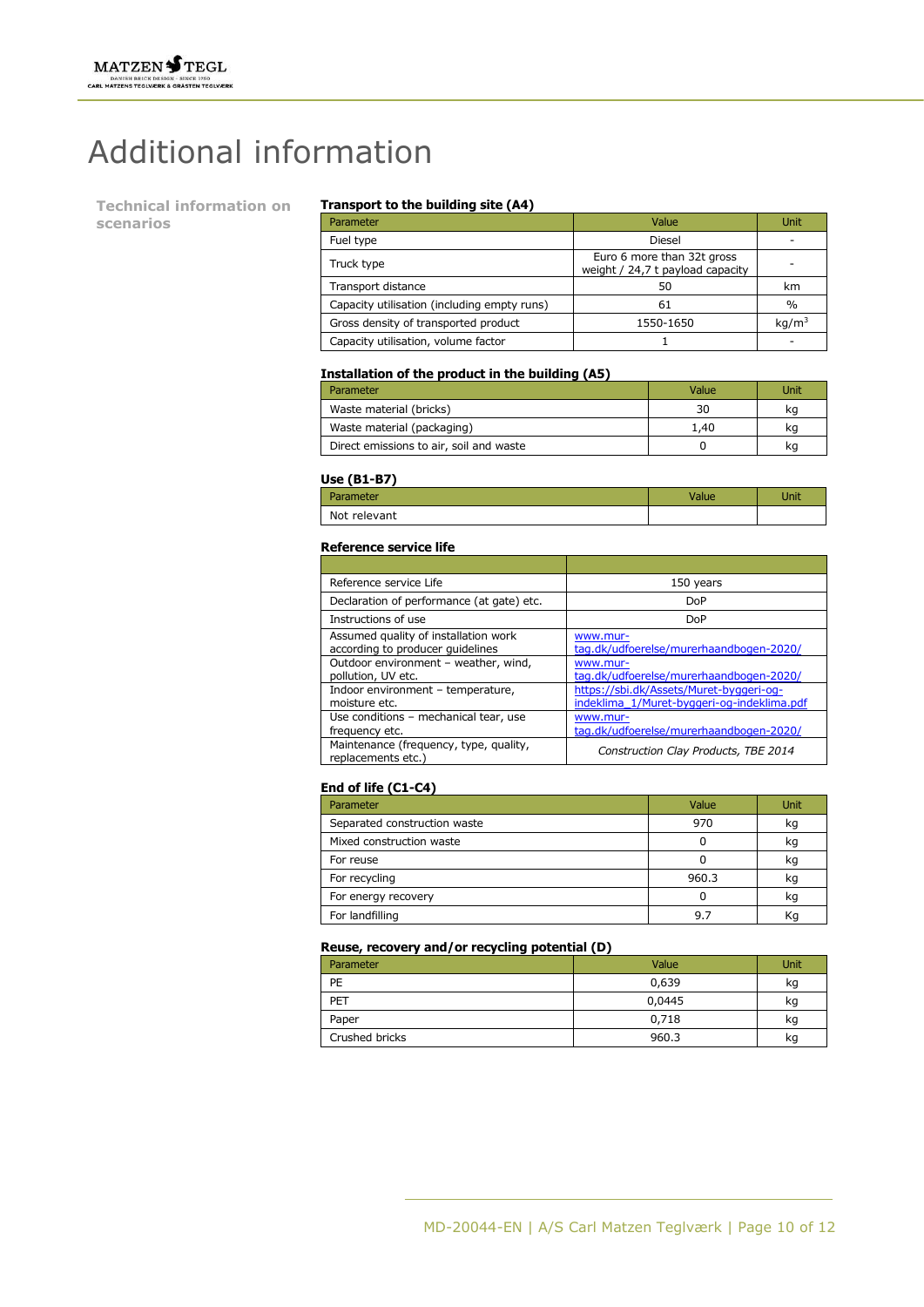# Additional information

## Technical information on scenarios

### Transport to the building site (A4)

| Parameter | Value | Unit |
|---|---|---|
| Fuel type | Diesel | - |
| Truck type | Euro 6 more than 32t gross weight / 24,7 t payload capacity | - |
| Transport distance | 50 | km |
| Capacity utilisation (including empty runs) | 61 | % |
| Gross density of transported product | 1550-1650 | $kg/m^3$ |
| Capacity utilisation, volume factor | 1 | - |

### Installation of the product in the building (A5)

| Parameter | Value | Unit |
|---|---|---|
| Waste material (bricks) | 30 | kg |
| Waste material (packaging) | 1,40 | kg |
| Direct emissions to air, soil and waste | 0 | kg |

### Use (B1-B7)

| Parameter | Value | Unit |
|---|---|---|
| Not relevant | | |

### Reference service life

| | |
|---|---|
| Reference service Life | 150 years |
| Declaration of performance (at gate) etc. | DoP |
| Instructions of use | DoP |
| Assumed quality of installation work according to producer guidelines | www.mur-tag.dk/udfoerelse/murerhaandbogen-2020/ |
| Outdoor environment – weather, wind, pollution, UV etc. | www.mur-tag.dk/udfoerelse/murerhaandbogen-2020/ |
| Indoor environment – temperature, moisture etc. | https://sbi.dk/Assets/Muret-byggeri-og-indeklima_1/Muret-byggeri-og-indeklima.pdf |
| Use conditions – mechanical tear, use frequency etc. | www.mur-tag.dk/udfoerelse/murerhaandbogen-2020/ |
| Maintenance (frequency, type, quality, replacements etc.) | *Construction Clay Products, TBE 2014* |

### End of life (C1-C4)

| Parameter | Value | Unit |
|---|---|---|
| Separated construction waste | 970 | kg |
| Mixed construction waste | 0 | kg |
| For reuse | 0 | kg |
| For recycling | 960.3 | kg |
| For energy recovery | 0 | kg |
| For landfilling | 9.7 | Kg |

### Reuse, recovery and/or recycling potential (D)

| Parameter | Value | Unit |
|---|---|---|
| PE | 0,639 | kg |
| PET | 0,0445 | kg |
| Paper | 0,718 | kg |
| Crushed bricks | 960.3 | kg |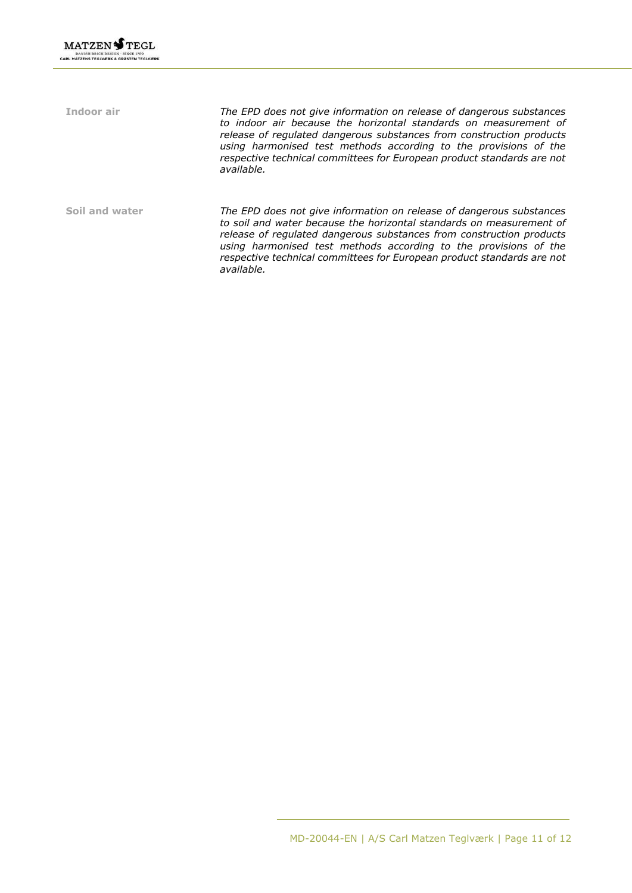| | |
|---|---|
| **Indoor air** | *The EPD does not give information on release of dangerous substances to indoor air because the horizontal standards on measurement of release of regulated dangerous substances from construction products using harmonised test methods according to the provisions of the respective technical committees for European product standards are not available.* |
| **Soil and water** | *The EPD does not give information on release of dangerous substances to soil and water because the horizontal standards on measurement of release of regulated dangerous substances from construction products using harmonised test methods according to the provisions of the respective technical committees for European product standards are not available.* |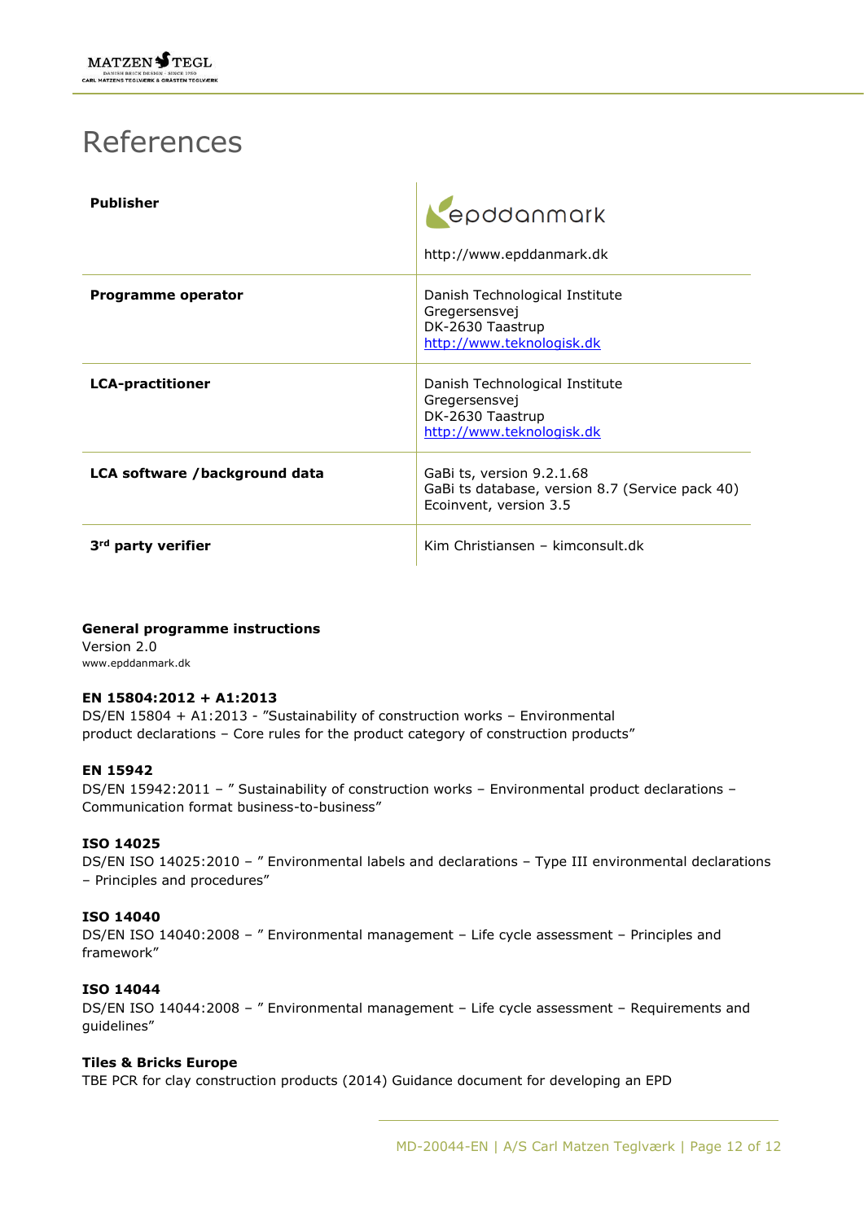# References

| | |
|---|---|
| **Publisher** | epddanmark<br>http://www.epddanmark.dk |
| **Programme operator** | Danish Technological Institute<br>Gregersensvej<br>DK-2630 Taastrup<br>http://www.teknologisk.dk |
| **LCA-practitioner** | Danish Technological Institute<br>Gregersensvej<br>DK-2630 Taastrup<br>http://www.teknologisk.dk |
| **LCA software /background data** | GaBi ts, version 9.2.1.68<br>GaBi ts database, version 8.7 (Service pack 40)<br>Ecoinvent, version 3.5 |
| **3rd party verifier** | Kim Christiansen – kimconsult.dk |

**General programme instructions**
Version 2.0
www.epddanmark.dk

**EN 15804:2012 + A1:2013**
DS/EN 15804 + A1:2013 - "Sustainability of construction works – Environmental product declarations – Core rules for the product category of construction products"

**EN 15942**
DS/EN 15942:2011 – " Sustainability of construction works – Environmental product declarations – Communication format business-to-business"

**ISO 14025**
DS/EN ISO 14025:2010 – " Environmental labels and declarations – Type III environmental declarations – Principles and procedures"

**ISO 14040**
DS/EN ISO 14040:2008 – " Environmental management – Life cycle assessment – Principles and framework"

**ISO 14044**
DS/EN ISO 14044:2008 – " Environmental management – Life cycle assessment – Requirements and guidelines"

**Tiles & Bricks Europe**
TBE PCR for clay construction products (2014) Guidance document for developing an EPD